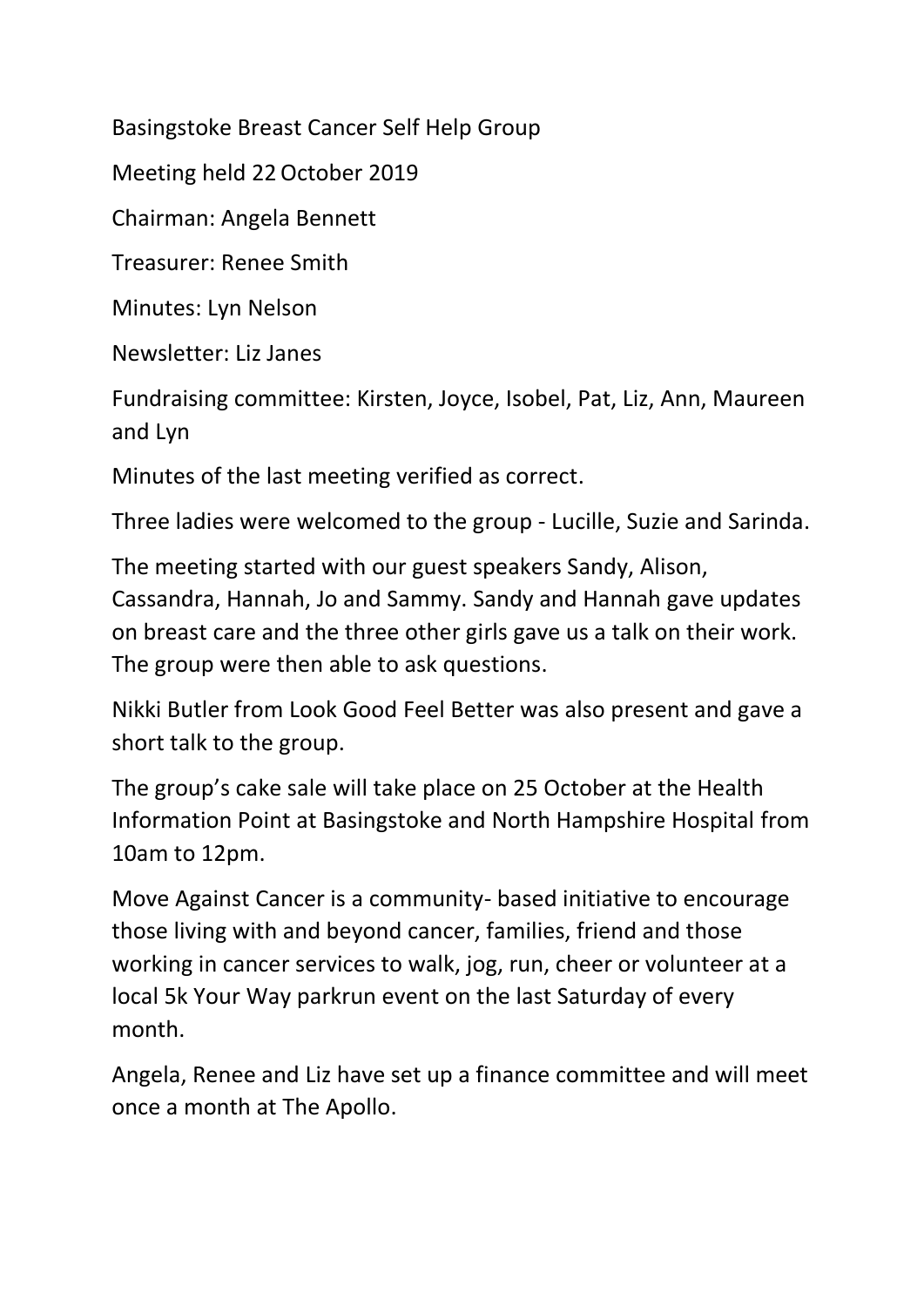Basingstoke Breast Cancer Self Help Group

Meeting held 22 October 2019

Chairman: Angela Bennett

Treasurer: Renee Smith

Minutes: Lyn Nelson

Newsletter: Liz Janes

Fundraising committee: Kirsten, Joyce, Isobel, Pat, Liz, Ann, Maureen and Lyn

Minutes of the last meeting verified as correct.

Three ladies were welcomed to the group - Lucille, Suzie and Sarinda.

The meeting started with our guest speakers Sandy, Alison, Cassandra, Hannah, Jo and Sammy. Sandy and Hannah gave updates on breast care and the three other girls gave us a talk on their work. The group were then able to ask questions.

Nikki Butler from Look Good Feel Better was also present and gave a short talk to the group.

The group's cake sale will take place on 25 October at the Health Information Point at Basingstoke and North Hampshire Hospital from 10am to 12pm.

Move Against Cancer is a community- based initiative to encourage those living with and beyond cancer, families, friend and those working in cancer services to walk, jog, run, cheer or volunteer at a local 5k Your Way parkrun event on the last Saturday of every month.

Angela, Renee and Liz have set up a finance committee and will meet once a month at The Apollo.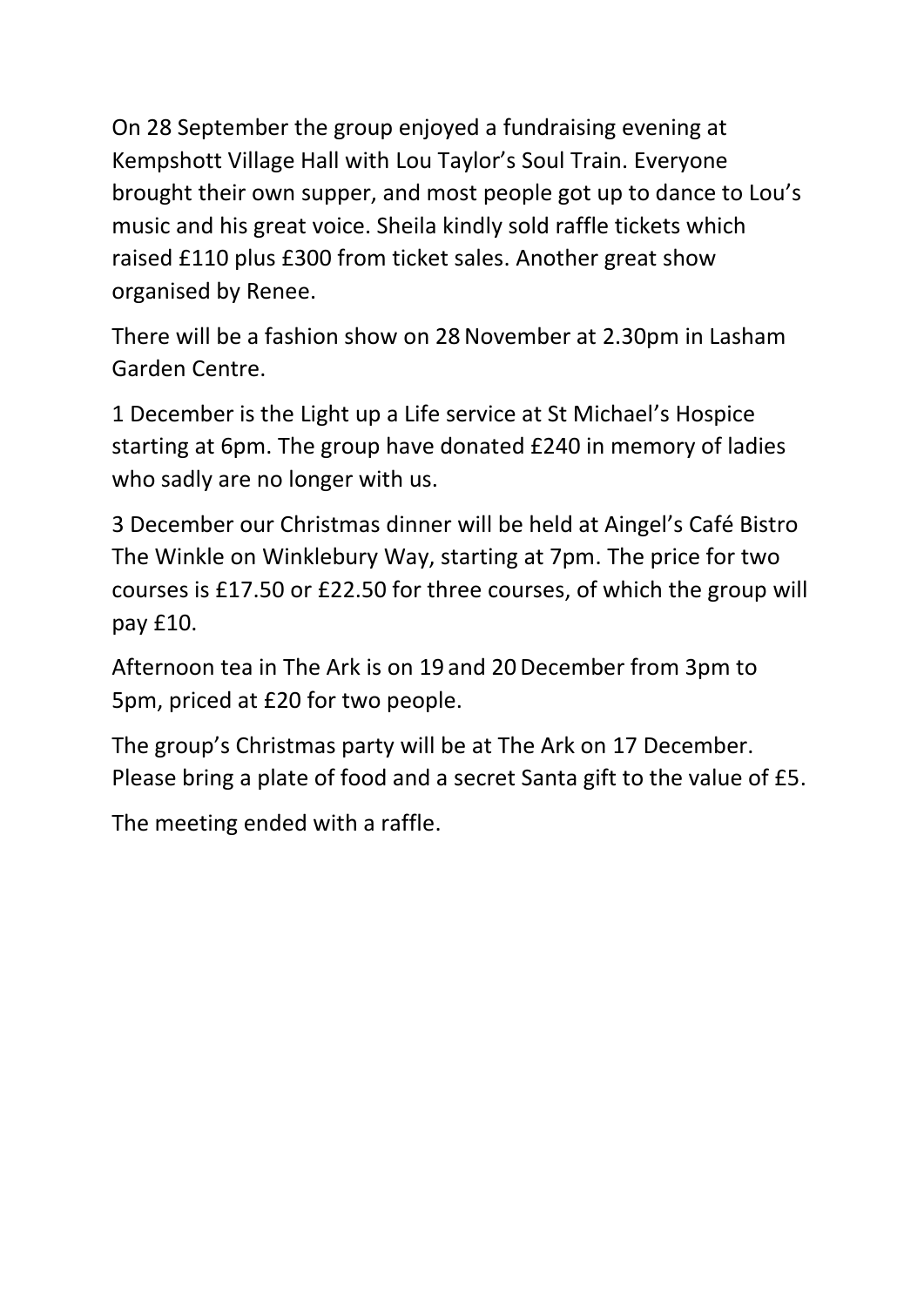On 28 September the group enjoyed a fundraising evening at Kempshott Village Hall with Lou Taylor's Soul Train. Everyone brought their own supper, and most people got up to dance to Lou's music and his great voice. Sheila kindly sold raffle tickets which raised £110 plus £300 from ticket sales. Another great show organised by Renee.

There will be a fashion show on 28 November at 2.30pm in Lasham Garden Centre.

1 December is the Light up a Life service at St Michael's Hospice starting at 6pm. The group have donated £240 in memory of ladies who sadly are no longer with us.

3 December our Christmas dinner will be held at Aingel's Café Bistro The Winkle on Winklebury Way, starting at 7pm. The price for two courses is £17.50 or £22.50 for three courses, of which the group will pay £10.

Afternoon tea in The Ark is on 19 and 20 December from 3pm to 5pm, priced at £20 for two people.

The group's Christmas party will be at The Ark on 17 December. Please bring a plate of food and a secret Santa gift to the value of £5.

The meeting ended with a raffle.